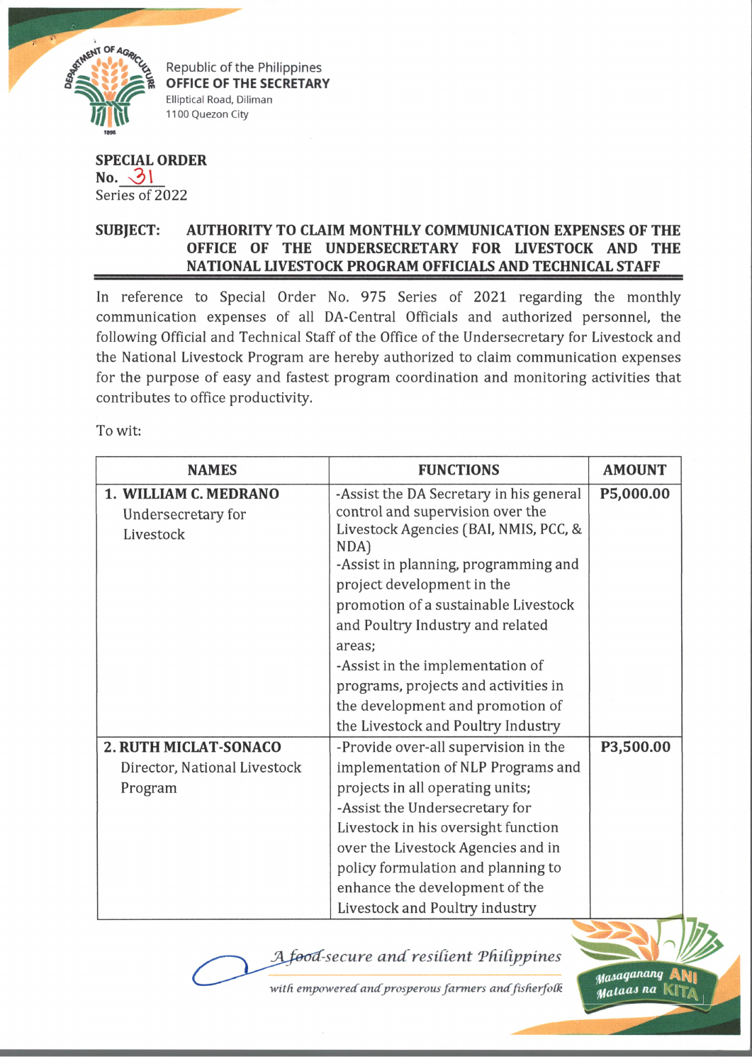Republic of the Philippines
**OFFICE OF THE SECRETARY**
Elliptical Road, Diliman
1100 Quezon City

**SPECIAL ORDER**
**No. 31**
Series of 2022

**SUBJECT: AUTHORITY TO CLAIM MONTHLY COMMUNICATION EXPENSES OF THE OFFICE OF THE UNDERSECRETARY FOR LIVESTOCK AND THE NATIONAL LIVESTOCK PROGRAM OFFICIALS AND TECHNICAL STAFF**

In reference to Special Order No. 975 Series of 2021 regarding the monthly communication expenses of all DA-Central Officials and authorized personnel, the following Official and Technical Staff of the Office of the Undersecretary for Livestock and the National Livestock Program are hereby authorized to claim communication expenses for the purpose of easy and fastest program coordination and monitoring activities that contributes to office productivity.

To wit:

| NAMES | FUNCTIONS | AMOUNT |
|---|---|---|
| **1. WILLIAM C. MEDRANO** Undersecretary for Livestock | -Assist the DA Secretary in his general control and supervision over the Livestock Agencies (BAI, NMIS, PCC, & NDA) -Assist in planning, programming and project development in the promotion of a sustainable Livestock and Poultry Industry and related areas; -Assist in the implementation of programs, projects and activities in the development and promotion of the Livestock and Poultry Industry | **P5,000.00** |
| **2. RUTH MICLAT-SONACO** Director, National Livestock Program | -Provide over-all supervision in the implementation of NLP Programs and projects in all operating units; -Assist the Undersecretary for Livestock in his oversight function over the Livestock Agencies and in policy formulation and planning to enhance the development of the Livestock and Poultry industry | **P3,500.00** |

*A food-secure and resilient Philippines with empowered and prosperous farmers and fisherfolk*

Masaganang ANI Mataas na KITA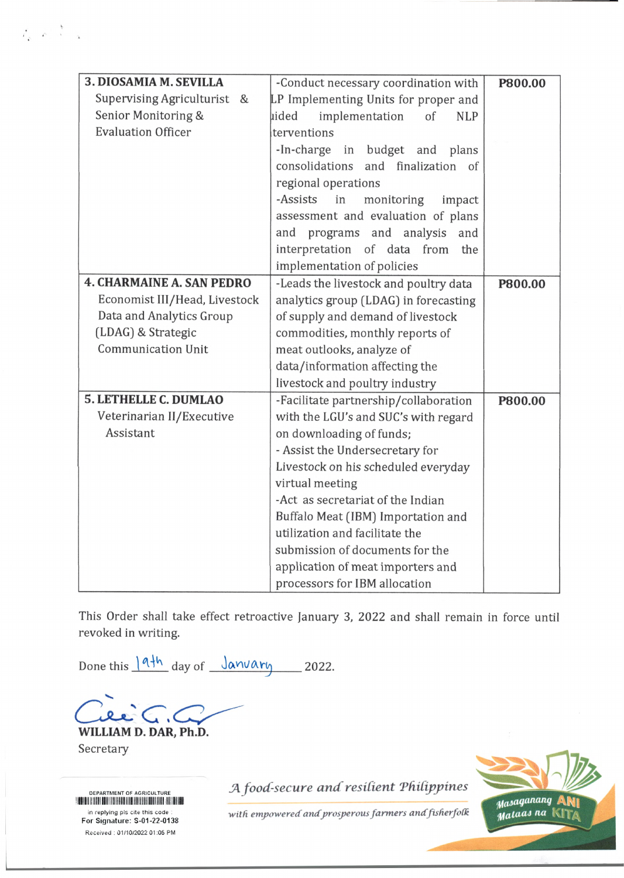| | | |
|---|---|---|
| **3. DIOSAMIA M. SEVILLA**<br>Supervising Agriculturist &<br>Senior Monitoring &<br>Evaluation Officer | -Conduct necessary coordination with LP Implementing Units for proper and uided implementation of NLP terventions<br>-In-charge in budget and plans consolidations and finalization of regional operations<br>-Assists in monitoring impact assessment and evaluation of plans and programs and analysis and interpretation of data from the implementation of policies | **P800.00** |
| **4. CHARMAINE A. SAN PEDRO**<br>Economist III/Head, Livestock Data and Analytics Group (LDAG) & Strategic Communication Unit | -Leads the livestock and poultry data analytics group (LDAG) in forecasting of supply and demand of livestock commodities, monthly reports of meat outlooks, analyze of data/information affecting the livestock and poultry industry | **P800.00** |
| **5. LETHELLE C. DUMLAO**<br>Veterinarian II/Executive Assistant | -Facilitate partnership/collaboration with the LGU's and SUC's with regard on downloading of funds;<br>- Assist the Undersecretary for Livestock on his scheduled everyday virtual meeting<br>-Act as secretariat of the Indian Buffalo Meat (IBM) Importation and utilization and facilitate the submission of documents for the application of meat importers and processors for IBM allocation | **P800.00** |

This Order shall take effect retroactive January 3, 2022 and shall remain in force until revoked in writing.

Done this 19th day of January 2022.

**WILLIAM D. DAR, Ph.D.**
Secretary

DEPARTMENT OF AGRICULTURE
in replying pls cite this code :
For Signature: S-01-22-0138
Received : 01/10/2022 01:05 PM

*A food-secure and resilient Philippines*
*with empowered and prosperous farmers and fisherfolk*

Masaganang ANI Mataas na KITA